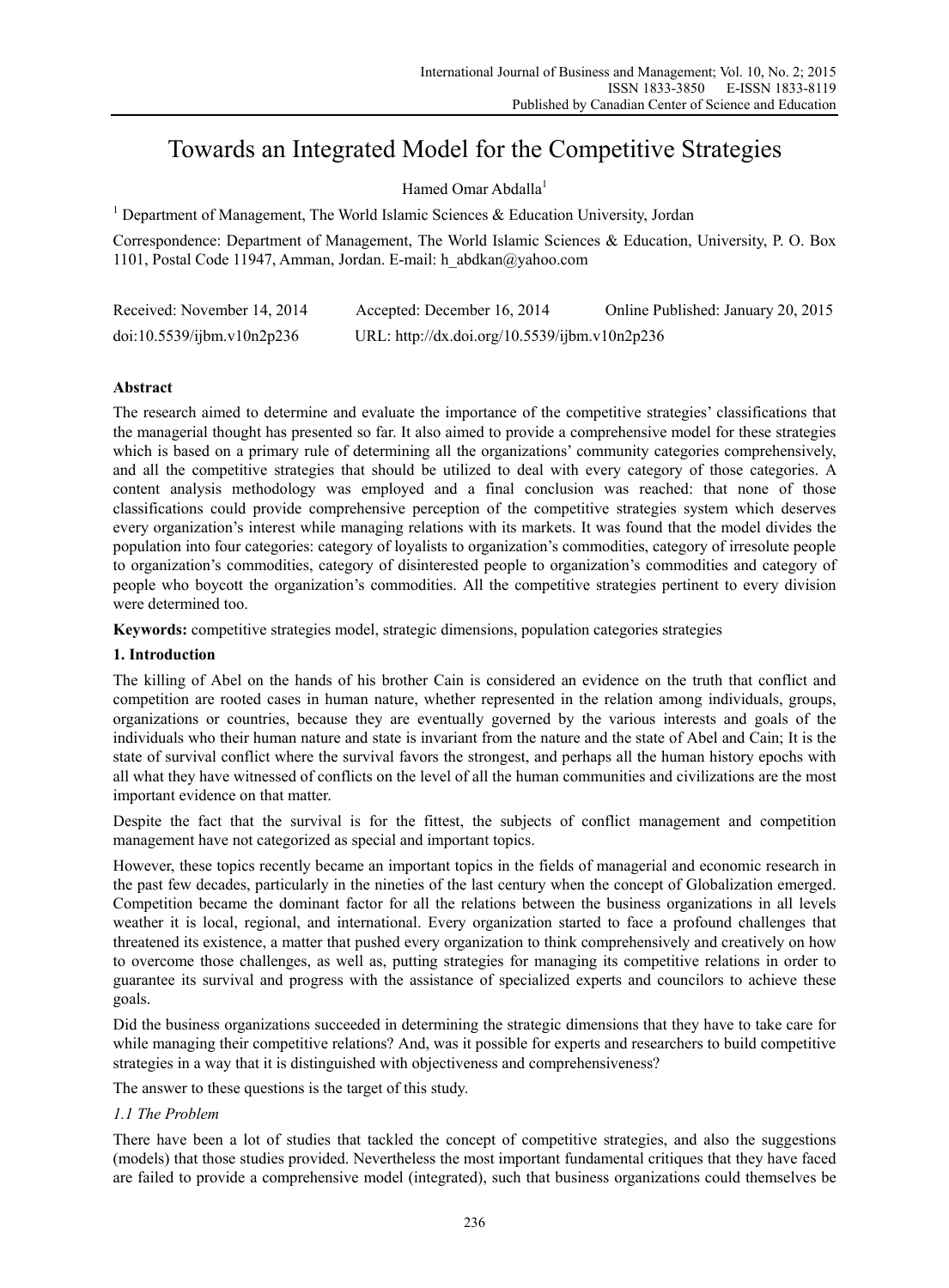# Towards an Integrated Model for the Competitive Strategies

Hamed Omar Abdalla[1]

[1] Department of Management, The World Islamic Sciences & Education University, Jordan

Correspondence: Department of Management, The World Islamic Sciences & Education, University, P. O. Box 1101, Postal Code 11947, Amman, Jordan. E-mail: h_abdkan@yahoo.com

Received: November 14, 2014 Accepted: December 16, 2014 Online Published: January 20, 2015

doi:10.5539/ijbm.v10n2p236 URL: http://dx.doi.org/10.5539/ijbm.v10n2p236

## Abstract

The research aimed to determine and evaluate the importance of the competitive strategies' classifications that the managerial thought has presented so far. It also aimed to provide a comprehensive model for these strategies which is based on a primary rule of determining all the organizations' community categories comprehensively, and all the competitive strategies that should be utilized to deal with every category of those categories. A content analysis methodology was employed and a final conclusion was reached: that none of those classifications could provide comprehensive perception of the competitive strategies system which deserves every organization's interest while managing relations with its markets. It was found that the model divides the population into four categories: category of loyalists to organization's commodities, category of irresolute people to organization's commodities, category of disinterested people to organization's commodities and category of people who boycott the organization's commodities. All the competitive strategies pertinent to every division were determined too.

**Keywords:** competitive strategies model, strategic dimensions, population categories strategies

## 1. Introduction

The killing of Abel on the hands of his brother Cain is considered an evidence on the truth that conflict and competition are rooted cases in human nature, whether represented in the relation among individuals, groups, organizations or countries, because they are eventually governed by the various interests and goals of the individuals who their human nature and state is invariant from the nature and the state of Abel and Cain; It is the state of survival conflict where the survival favors the strongest, and perhaps all the human history epochs with all what they have witnessed of conflicts on the level of all the human communities and civilizations are the most important evidence on that matter.

Despite the fact that the survival is for the fittest, the subjects of conflict management and competition management have not categorized as special and important topics.

However, these topics recently became an important topics in the fields of managerial and economic research in the past few decades, particularly in the nineties of the last century when the concept of Globalization emerged. Competition became the dominant factor for all the relations between the business organizations in all levels weather it is local, regional, and international. Every organization started to face a profound challenges that threatened its existence, a matter that pushed every organization to think comprehensively and creatively on how to overcome those challenges, as well as, putting strategies for managing its competitive relations in order to guarantee its survival and progress with the assistance of specialized experts and councilors to achieve these goals.

Did the business organizations succeeded in determining the strategic dimensions that they have to take care for while managing their competitive relations? And, was it possible for experts and researchers to build competitive strategies in a way that it is distinguished with objectiveness and comprehensiveness?

The answer to these questions is the target of this study.

### *1.1 The Problem*

There have been a lot of studies that tackled the concept of competitive strategies, and also the suggestions (models) that those studies provided. Nevertheless the most important fundamental critiques that they have faced are failed to provide a comprehensive model (integrated), such that business organizations could themselves be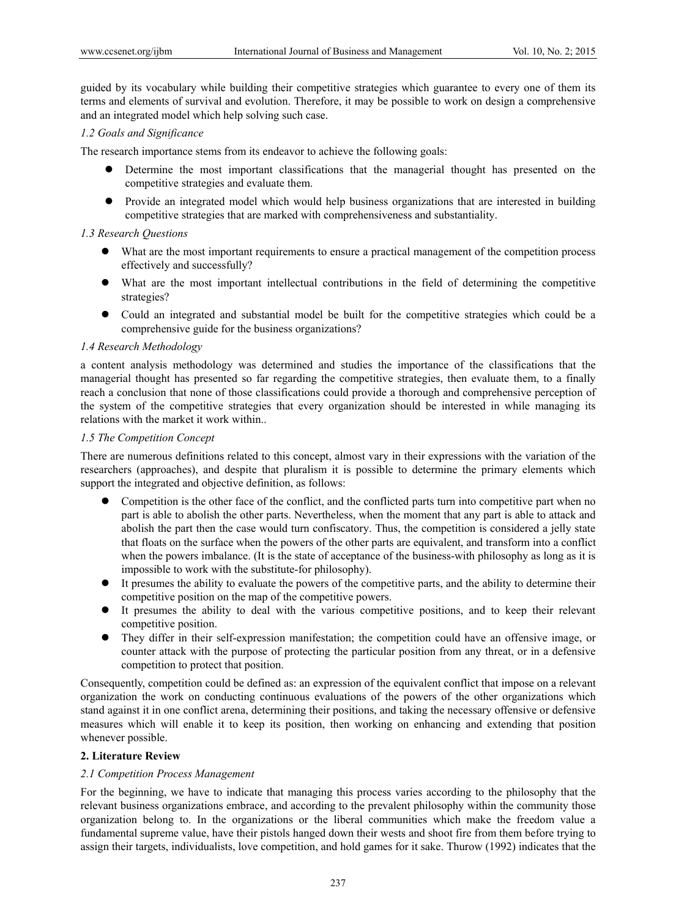guided by its vocabulary while building their competitive strategies which guarantee to every one of them its terms and elements of survival and evolution. Therefore, it may be possible to work on design a comprehensive and an integrated model which help solving such case.

### *1.2 Goals and Significance*

The research importance stems from its endeavor to achieve the following goals:

- Determine the most important classifications that the managerial thought has presented on the competitive strategies and evaluate them.
- Provide an integrated model which would help business organizations that are interested in building competitive strategies that are marked with comprehensiveness and substantiality.

### *1.3 Research Questions*

- What are the most important requirements to ensure a practical management of the competition process effectively and successfully?
- What are the most important intellectual contributions in the field of determining the competitive strategies?
- Could an integrated and substantial model be built for the competitive strategies which could be a comprehensive guide for the business organizations?

### *1.4 Research Methodology*

a content analysis methodology was determined and studies the importance of the classifications that the managerial thought has presented so far regarding the competitive strategies, then evaluate them, to a finally reach a conclusion that none of those classifications could provide a thorough and comprehensive perception of the system of the competitive strategies that every organization should be interested in while managing its relations with the market it work within..

### *1.5 The Competition Concept*

There are numerous definitions related to this concept, almost vary in their expressions with the variation of the researchers (approaches), and despite that pluralism it is possible to determine the primary elements which support the integrated and objective definition, as follows:

- Competition is the other face of the conflict, and the conflicted parts turn into competitive part when no part is able to abolish the other parts. Nevertheless, when the moment that any part is able to attack and abolish the part then the case would turn confiscatory. Thus, the competition is considered a jelly state that floats on the surface when the powers of the other parts are equivalent, and transform into a conflict when the powers imbalance. (It is the state of acceptance of the business-with philosophy as long as it is impossible to work with the substitute-for philosophy).
- It presumes the ability to evaluate the powers of the competitive parts, and the ability to determine their competitive position on the map of the competitive powers.
- It presumes the ability to deal with the various competitive positions, and to keep their relevant competitive position.
- They differ in their self-expression manifestation; the competition could have an offensive image, or counter attack with the purpose of protecting the particular position from any threat, or in a defensive competition to protect that position.

Consequently, competition could be defined as: an expression of the equivalent conflict that impose on a relevant organization the work on conducting continuous evaluations of the powers of the other organizations which stand against it in one conflict arena, determining their positions, and taking the necessary offensive or defensive measures which will enable it to keep its position, then working on enhancing and extending that position whenever possible.

## **2. Literature Review**

### *2.1 Competition Process Management*

For the beginning, we have to indicate that managing this process varies according to the philosophy that the relevant business organizations embrace, and according to the prevalent philosophy within the community those organization belong to. In the organizations or the liberal communities which make the freedom value a fundamental supreme value, have their pistols hanged down their wests and shoot fire from them before trying to assign their targets, individualists, love competition, and hold games for it sake. Thurow (1992) indicates that the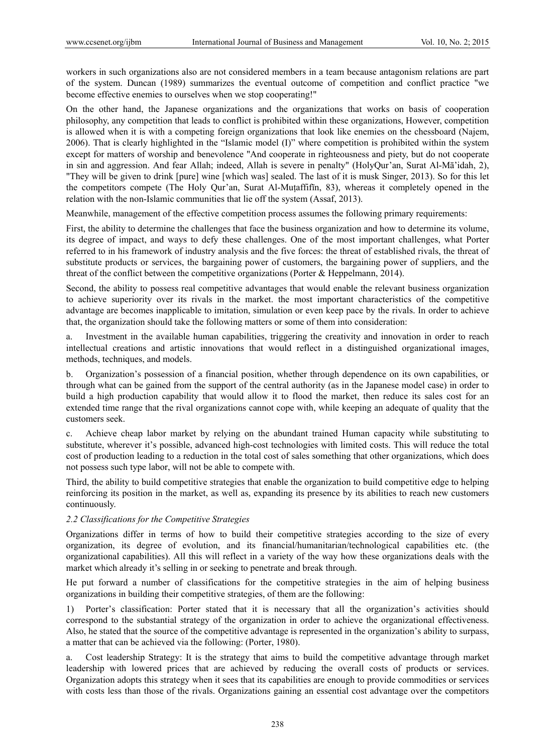workers in such organizations also are not considered members in a team because antagonism relations are part of the system. Duncan (1989) summarizes the eventual outcome of competition and conflict practice "we become effective enemies to ourselves when we stop cooperating!"

On the other hand, the Japanese organizations and the organizations that works on basis of cooperation philosophy, any competition that leads to conflict is prohibited within these organizations, However, competition is allowed when it is with a competing foreign organizations that look like enemies on the chessboard (Najem, 2006). That is clearly highlighted in the "Islamic model (I)" where competition is prohibited within the system except for matters of worship and benevolence "And cooperate in righteousness and piety, but do not cooperate in sin and aggression. And fear Allah; indeed, Allah is severe in penalty" (HolyQur'an, Surat Al-Mā'idah, 2), "They will be given to drink [pure] wine [which was] sealed. The last of it is musk Singer, 2013). So for this let the competitors compete (The Holy Qur'an, Surat Al-Muṭaffifīn, 83), whereas it completely opened in the relation with the non-Islamic communities that lie off the system (Assaf, 2013).

Meanwhile, management of the effective competition process assumes the following primary requirements:

First, the ability to determine the challenges that face the business organization and how to determine its volume, its degree of impact, and ways to defy these challenges. One of the most important challenges, what Porter referred to in his framework of industry analysis and the five forces: the threat of established rivals, the threat of substitute products or services, the bargaining power of customers, the bargaining power of suppliers, and the threat of the conflict between the competitive organizations (Porter & Heppelmann, 2014).

Second, the ability to possess real competitive advantages that would enable the relevant business organization to achieve superiority over its rivals in the market. the most important characteristics of the competitive advantage are becomes inapplicable to imitation, simulation or even keep pace by the rivals. In order to achieve that, the organization should take the following matters or some of them into consideration:

a. Investment in the available human capabilities, triggering the creativity and innovation in order to reach intellectual creations and artistic innovations that would reflect in a distinguished organizational images, methods, techniques, and models.

b. Organization's possession of a financial position, whether through dependence on its own capabilities, or through what can be gained from the support of the central authority (as in the Japanese model case) in order to build a high production capability that would allow it to flood the market, then reduce its sales cost for an extended time range that the rival organizations cannot cope with, while keeping an adequate of quality that the customers seek.

c. Achieve cheap labor market by relying on the abundant trained Human capacity while substituting to substitute, wherever it's possible, advanced high-cost technologies with limited costs. This will reduce the total cost of production leading to a reduction in the total cost of sales something that other organizations, which does not possess such type labor, will not be able to compete with.

Third, the ability to build competitive strategies that enable the organization to build competitive edge to helping reinforcing its position in the market, as well as, expanding its presence by its abilities to reach new customers continuously.

### *2.2 Classifications for the Competitive Strategies*

Organizations differ in terms of how to build their competitive strategies according to the size of every organization, its degree of evolution, and its financial/humanitarian/technological capabilities etc. (the organizational capabilities). All this will reflect in a variety of the way how these organizations deals with the market which already it's selling in or seeking to penetrate and break through.

He put forward a number of classifications for the competitive strategies in the aim of helping business organizations in building their competitive strategies, of them are the following:

1) Porter's classification: Porter stated that it is necessary that all the organization's activities should correspond to the substantial strategy of the organization in order to achieve the organizational effectiveness. Also, he stated that the source of the competitive advantage is represented in the organization's ability to surpass, a matter that can be achieved via the following: (Porter, 1980).

a. Cost leadership Strategy: It is the strategy that aims to build the competitive advantage through market leadership with lowered prices that are achieved by reducing the overall costs of products or services. Organization adopts this strategy when it sees that its capabilities are enough to provide commodities or services with costs less than those of the rivals. Organizations gaining an essential cost advantage over the competitors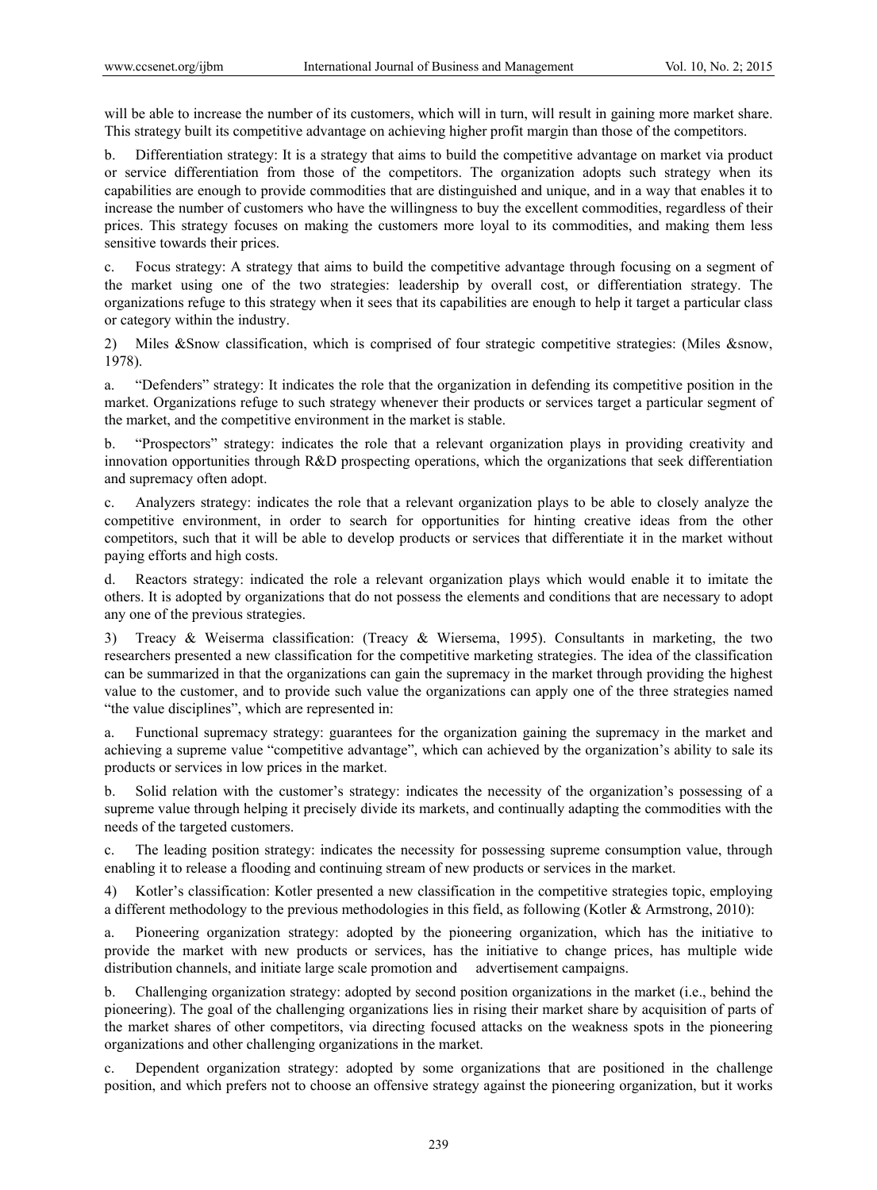will be able to increase the number of its customers, which will in turn, will result in gaining more market share. This strategy built its competitive advantage on achieving higher profit margin than those of the competitors.

b. Differentiation strategy: It is a strategy that aims to build the competitive advantage on market via product or service differentiation from those of the competitors. The organization adopts such strategy when its capabilities are enough to provide commodities that are distinguished and unique, and in a way that enables it to increase the number of customers who have the willingness to buy the excellent commodities, regardless of their prices. This strategy focuses on making the customers more loyal to its commodities, and making them less sensitive towards their prices.

c. Focus strategy: A strategy that aims to build the competitive advantage through focusing on a segment of the market using one of the two strategies: leadership by overall cost, or differentiation strategy. The organizations refuge to this strategy when it sees that its capabilities are enough to help it target a particular class or category within the industry.

2) Miles &Snow classification, which is comprised of four strategic competitive strategies: (Miles &snow, 1978).

a. "Defenders" strategy: It indicates the role that the organization in defending its competitive position in the market. Organizations refuge to such strategy whenever their products or services target a particular segment of the market, and the competitive environment in the market is stable.

b. "Prospectors" strategy: indicates the role that a relevant organization plays in providing creativity and innovation opportunities through R&D prospecting operations, which the organizations that seek differentiation and supremacy often adopt.

c. Analyzers strategy: indicates the role that a relevant organization plays to be able to closely analyze the competitive environment, in order to search for opportunities for hinting creative ideas from the other competitors, such that it will be able to develop products or services that differentiate it in the market without paying efforts and high costs.

d. Reactors strategy: indicated the role a relevant organization plays which would enable it to imitate the others. It is adopted by organizations that do not possess the elements and conditions that are necessary to adopt any one of the previous strategies.

3) Treacy & Weiserma classification: (Treacy & Wiersema, 1995). Consultants in marketing, the two researchers presented a new classification for the competitive marketing strategies. The idea of the classification can be summarized in that the organizations can gain the supremacy in the market through providing the highest value to the customer, and to provide such value the organizations can apply one of the three strategies named "the value disciplines", which are represented in:

a. Functional supremacy strategy: guarantees for the organization gaining the supremacy in the market and achieving a supreme value "competitive advantage", which can achieved by the organization's ability to sale its products or services in low prices in the market.

b. Solid relation with the customer's strategy: indicates the necessity of the organization's possessing of a supreme value through helping it precisely divide its markets, and continually adapting the commodities with the needs of the targeted customers.

c. The leading position strategy: indicates the necessity for possessing supreme consumption value, through enabling it to release a flooding and continuing stream of new products or services in the market.

4) Kotler's classification: Kotler presented a new classification in the competitive strategies topic, employing a different methodology to the previous methodologies in this field, as following (Kotler & Armstrong, 2010):

a. Pioneering organization strategy: adopted by the pioneering organization, which has the initiative to provide the market with new products or services, has the initiative to change prices, has multiple wide distribution channels, and initiate large scale promotion and advertisement campaigns.

b. Challenging organization strategy: adopted by second position organizations in the market (i.e., behind the pioneering). The goal of the challenging organizations lies in rising their market share by acquisition of parts of the market shares of other competitors, via directing focused attacks on the weakness spots in the pioneering organizations and other challenging organizations in the market.

c. Dependent organization strategy: adopted by some organizations that are positioned in the challenge position, and which prefers not to choose an offensive strategy against the pioneering organization, but it works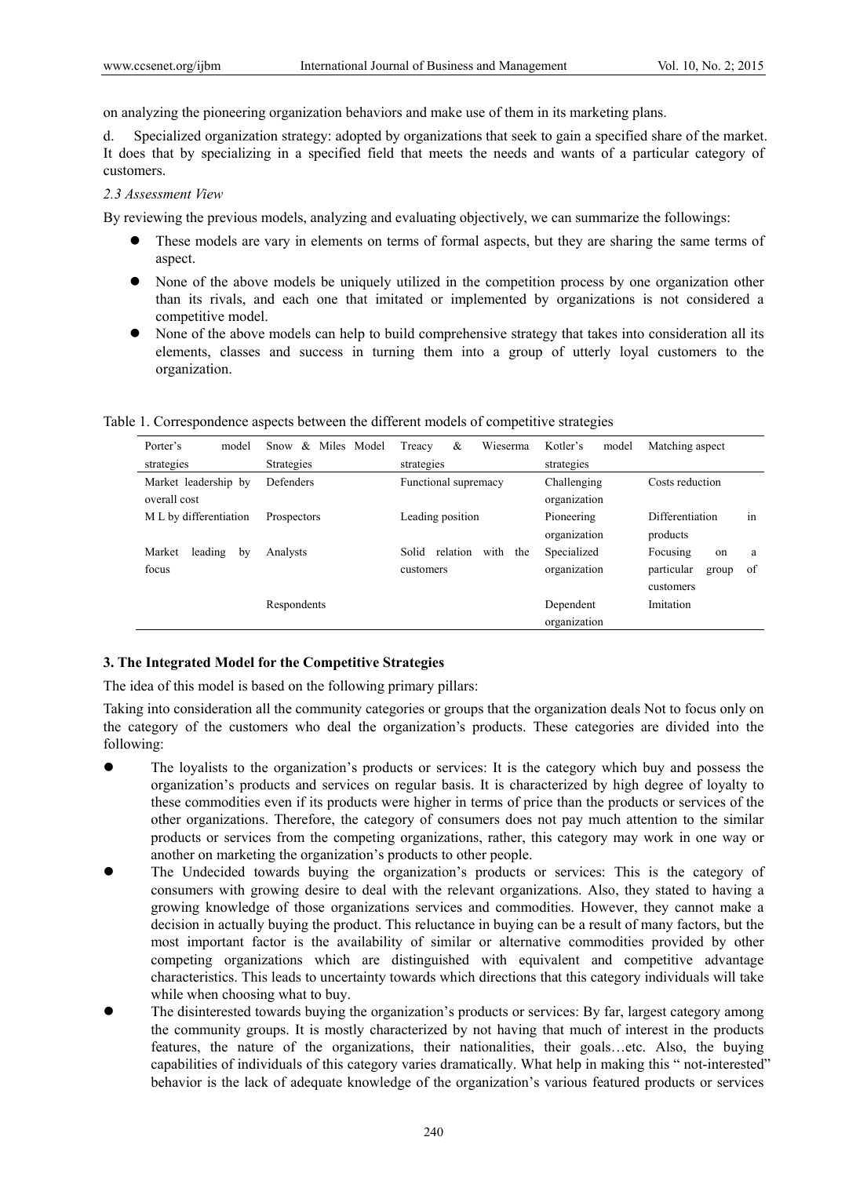on analyzing the pioneering organization behaviors and make use of them in its marketing plans.

d. Specialized organization strategy: adopted by organizations that seek to gain a specified share of the market. It does that by specializing in a specified field that meets the needs and wants of a particular category of customers.

*2.3 Assessment View*

By reviewing the previous models, analyzing and evaluating objectively, we can summarize the followings:

- These models are vary in elements on terms of formal aspects, but they are sharing the same terms of aspect.
- None of the above models be uniquely utilized in the competition process by one organization other than its rivals, and each one that imitated or implemented by organizations is not considered a competitive model.
- None of the above models can help to build comprehensive strategy that takes into consideration all its elements, classes and success in turning them into a group of utterly loyal customers to the organization.

Table 1. Correspondence aspects between the different models of competitive strategies

| Porter's model strategies | Snow & Miles Model Strategies | Treacy & Wieserma strategies | Kotler's model strategies | Matching aspect |
|---|---|---|---|---|
| Market leadership by overall cost | Defenders | Functional supremacy | Challenging organization | Costs reduction |
| M L by differentiation | Prospectors | Leading position | Pioneering organization | Differentiation in products |
| Market leading by focus | Analysts | Solid relation with the customers | Specialized organization | Focusing on a particular group of customers |
| | Respondents | | Dependent organization | Imitation |

## 3. The Integrated Model for the Competitive Strategies

The idea of this model is based on the following primary pillars:

Taking into consideration all the community categories or groups that the organization deals Not to focus only on the category of the customers who deal the organization's products. These categories are divided into the following:

- The loyalists to the organization's products or services: It is the category which buy and possess the organization's products and services on regular basis. It is characterized by high degree of loyalty to these commodities even if its products were higher in terms of price than the products or services of the other organizations. Therefore, the category of consumers does not pay much attention to the similar products or services from the competing organizations, rather, this category may work in one way or another on marketing the organization's products to other people.
- The Undecided towards buying the organization's products or services: This is the category of consumers with growing desire to deal with the relevant organizations. Also, they stated to having a growing knowledge of those organizations services and commodities. However, they cannot make a decision in actually buying the product. This reluctance in buying can be a result of many factors, but the most important factor is the availability of similar or alternative commodities provided by other competing organizations which are distinguished with equivalent and competitive advantage characteristics. This leads to uncertainty towards which directions that this category individuals will take while when choosing what to buy.
- The disinterested towards buying the organization's products or services: By far, largest category among the community groups. It is mostly characterized by not having that much of interest in the products features, the nature of the organizations, their nationalities, their goals…etc. Also, the buying capabilities of individuals of this category varies dramatically. What help in making this " not-interested" behavior is the lack of adequate knowledge of the organization's various featured products or services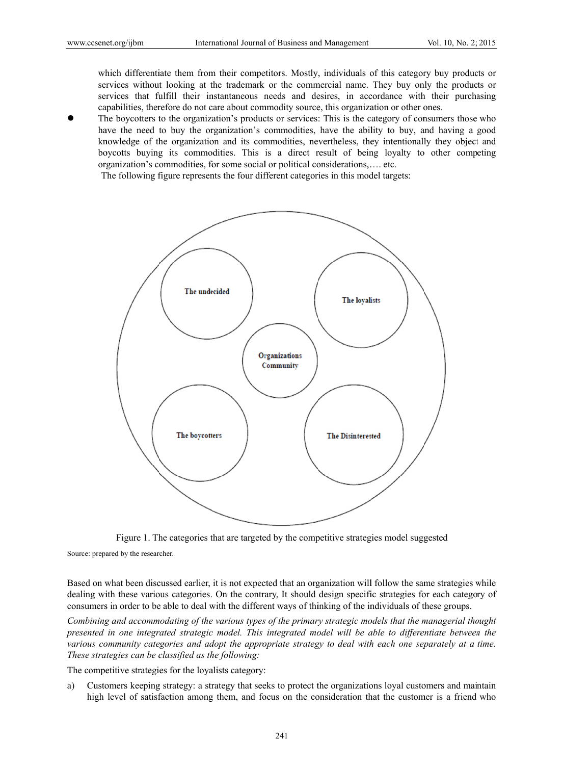which differentiate them from their competitors. Mostly, individuals of this category buy products or services without looking at the trademark or the commercial name. They buy only the products or services that fulfill their instantaneous needs and desires, in accordance with their purchasing capabilities, therefore do not care about commodity source, this organization or other ones.

- The boycotters to the organization's products or services: This is the category of consumers those who have the need to buy the organization's commodities, have the ability to buy, and having a good knowledge of the organization and its commodities, nevertheless, they intentionally they object and boycotts buying its commodities. This is a direct result of being loyalty to other competing organization's commodities, for some social or political considerations,…. etc.

The following figure represents the four different categories in this model targets:

The undecided

The loyalists

Organizations Community

The boycotters

The Disinterested

Figure 1. The categories that are targeted by the competitive strategies model suggested

Source: prepared by the researcher.

Based on what been discussed earlier, it is not expected that an organization will follow the same strategies while dealing with these various categories. On the contrary, It should design specific strategies for each category of consumers in order to be able to deal with the different ways of thinking of the individuals of these groups.

*Combining and accommodating of the various types of the primary strategic models that the managerial thought presented in one integrated strategic model. This integrated model will be able to differentiate between the various community categories and adopt the appropriate strategy to deal with each one separately at a time. These strategies can be classified as the following:*

The competitive strategies for the loyalists category:

a) Customers keeping strategy: a strategy that seeks to protect the organizations loyal customers and maintain high level of satisfaction among them, and focus on the consideration that the customer is a friend who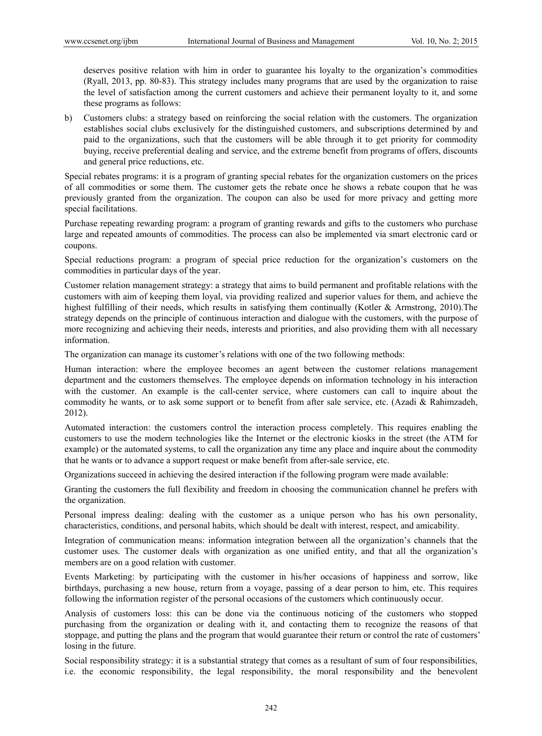deserves positive relation with him in order to guarantee his loyalty to the organization's commodities (Ryall, 2013, pp. 80-83). This strategy includes many programs that are used by the organization to raise the level of satisfaction among the current customers and achieve their permanent loyalty to it, and some these programs as follows:

b) Customers clubs: a strategy based on reinforcing the social relation with the customers. The organization establishes social clubs exclusively for the distinguished customers, and subscriptions determined by and paid to the organizations, such that the customers will be able through it to get priority for commodity buying, receive preferential dealing and service, and the extreme benefit from programs of offers, discounts and general price reductions, etc.

Special rebates programs: it is a program of granting special rebates for the organization customers on the prices of all commodities or some them. The customer gets the rebate once he shows a rebate coupon that he was previously granted from the organization. The coupon can also be used for more privacy and getting more special facilitations.

Purchase repeating rewarding program: a program of granting rewards and gifts to the customers who purchase large and repeated amounts of commodities. The process can also be implemented via smart electronic card or coupons.

Special reductions program: a program of special price reduction for the organization's customers on the commodities in particular days of the year.

Customer relation management strategy: a strategy that aims to build permanent and profitable relations with the customers with aim of keeping them loyal, via providing realized and superior values for them, and achieve the highest fulfilling of their needs, which results in satisfying them continually (Kotler & Armstrong, 2010).The strategy depends on the principle of continuous interaction and dialogue with the customers, with the purpose of more recognizing and achieving their needs, interests and priorities, and also providing them with all necessary information.

The organization can manage its customer's relations with one of the two following methods:

Human interaction: where the employee becomes an agent between the customer relations management department and the customers themselves. The employee depends on information technology in his interaction with the customer. An example is the call-center service, where customers can call to inquire about the commodity he wants, or to ask some support or to benefit from after sale service, etc. (Azadi & Rahimzadeh, 2012).

Automated interaction: the customers control the interaction process completely. This requires enabling the customers to use the modern technologies like the Internet or the electronic kiosks in the street (the ATM for example) or the automated systems, to call the organization any time any place and inquire about the commodity that he wants or to advance a support request or make benefit from after-sale service, etc.

Organizations succeed in achieving the desired interaction if the following program were made available:

Granting the customers the full flexibility and freedom in choosing the communication channel he prefers with the organization.

Personal impress dealing: dealing with the customer as a unique person who has his own personality, characteristics, conditions, and personal habits, which should be dealt with interest, respect, and amicability.

Integration of communication means: information integration between all the organization's channels that the customer uses. The customer deals with organization as one unified entity, and that all the organization's members are on a good relation with customer.

Events Marketing: by participating with the customer in his/her occasions of happiness and sorrow, like birthdays, purchasing a new house, return from a voyage, passing of a dear person to him, etc. This requires following the information register of the personal occasions of the customers which continuously occur.

Analysis of customers loss: this can be done via the continuous noticing of the customers who stopped purchasing from the organization or dealing with it, and contacting them to recognize the reasons of that stoppage, and putting the plans and the program that would guarantee their return or control the rate of customers' losing in the future.

Social responsibility strategy: it is a substantial strategy that comes as a resultant of sum of four responsibilities, i.e. the economic responsibility, the legal responsibility, the moral responsibility and the benevolent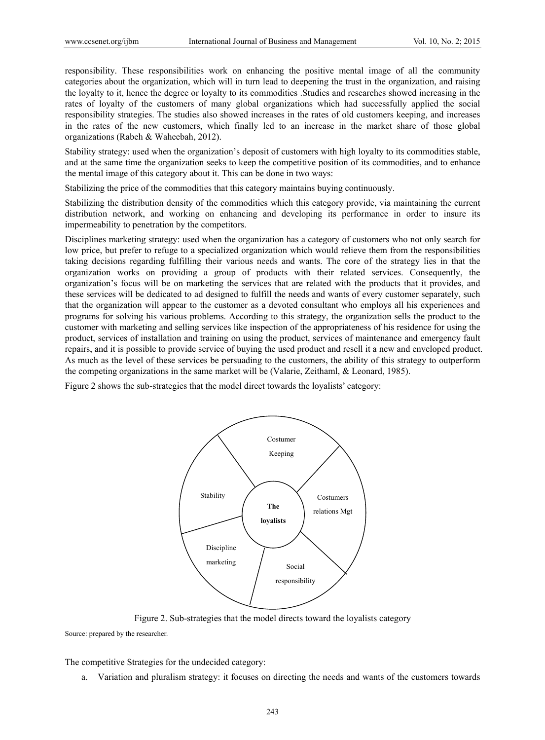responsibility. These responsibilities work on enhancing the positive mental image of all the community categories about the organization, which will in turn lead to deepening the trust in the organization, and raising the loyalty to it, hence the degree or loyalty to its commodities .Studies and researches showed increasing in the rates of loyalty of the customers of many global organizations which had successfully applied the social responsibility strategies. The studies also showed increases in the rates of old customers keeping, and increases in the rates of the new customers, which finally led to an increase in the market share of those global organizations (Rabeh & Waheebah, 2012).

Stability strategy: used when the organization's deposit of customers with high loyalty to its commodities stable, and at the same time the organization seeks to keep the competitive position of its commodities, and to enhance the mental image of this category about it. This can be done in two ways:

Stabilizing the price of the commodities that this category maintains buying continuously.

Stabilizing the distribution density of the commodities which this category provide, via maintaining the current distribution network, and working on enhancing and developing its performance in order to insure its impermeability to penetration by the competitors.

Disciplines marketing strategy: used when the organization has a category of customers who not only search for low price, but prefer to refuge to a specialized organization which would relieve them from the responsibilities taking decisions regarding fulfilling their various needs and wants. The core of the strategy lies in that the organization works on providing a group of products with their related services. Consequently, the organization's focus will be on marketing the services that are related with the products that it provides, and these services will be dedicated to ad designed to fulfill the needs and wants of every customer separately, such that the organization will appear to the customer as a devoted consultant who employs all his experiences and programs for solving his various problems. According to this strategy, the organization sells the product to the customer with marketing and selling services like inspection of the appropriateness of his residence for using the product, services of installation and training on using the product, services of maintenance and emergency fault repairs, and it is possible to provide service of buying the used product and resell it a new and enveloped product. As much as the level of these services be persuading to the customers, the ability of this strategy to outperform the competing organizations in the same market will be (Valarie, Zeithaml, & Leonard, 1985).

Figure 2 shows the sub-strategies that the model direct towards the loyalists' category:

Costumer Keeping

Costumers relations Mgt

Social responsibility

Discipline marketing

Stability

The loyalists

Figure 2. Sub-strategies that the model directs toward the loyalists category

Source: prepared by the researcher.

The competitive Strategies for the undecided category:

a. Variation and pluralism strategy: it focuses on directing the needs and wants of the customers towards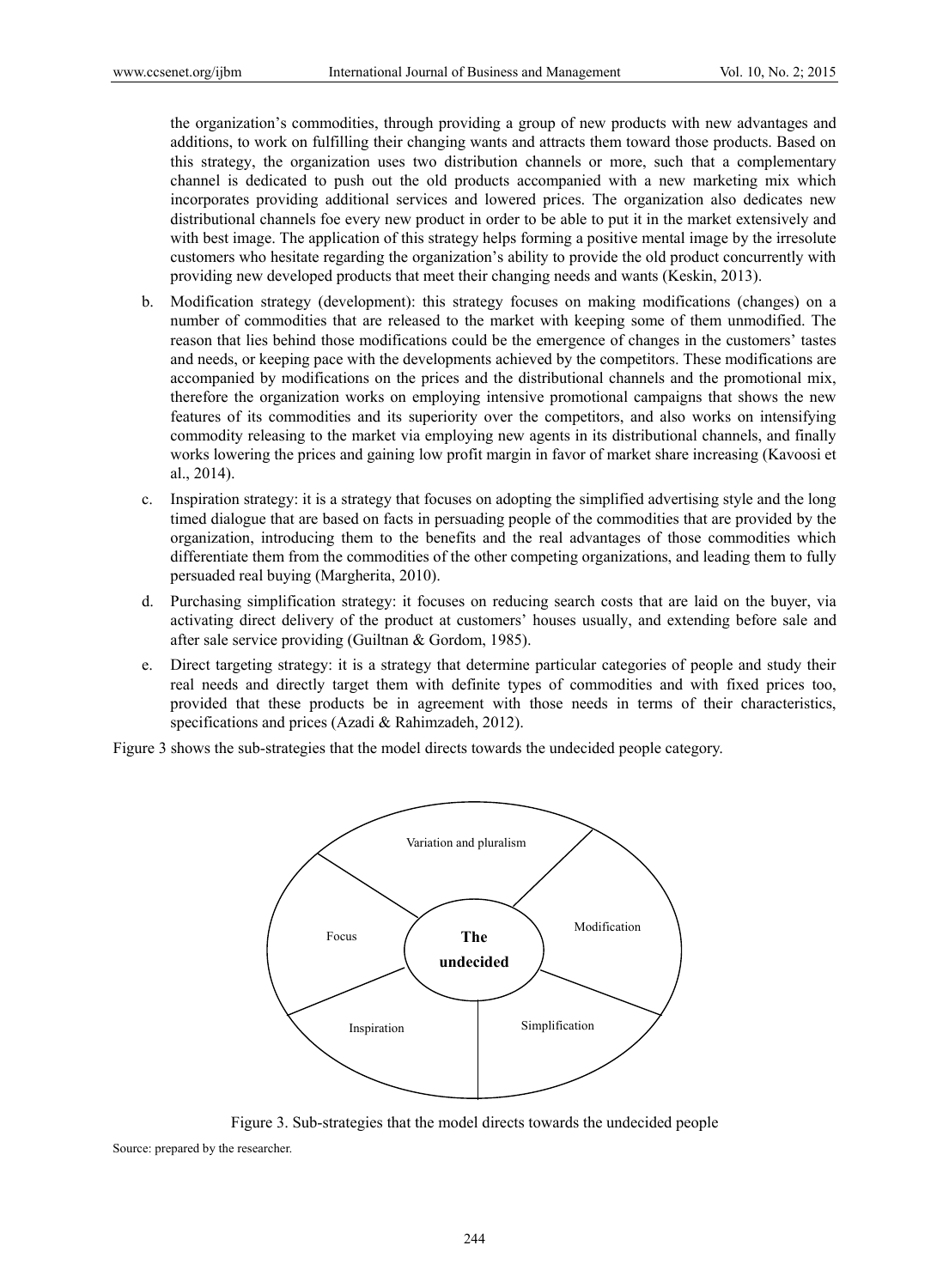the organization's commodities, through providing a group of new products with new advantages and additions, to work on fulfilling their changing wants and attracts them toward those products. Based on this strategy, the organization uses two distribution channels or more, such that a complementary channel is dedicated to push out the old products accompanied with a new marketing mix which incorporates providing additional services and lowered prices. The organization also dedicates new distributional channels foe every new product in order to be able to put it in the market extensively and with best image. The application of this strategy helps forming a positive mental image by the irresolute customers who hesitate regarding the organization's ability to provide the old product concurrently with providing new developed products that meet their changing needs and wants (Keskin, 2013).

b. Modification strategy (development): this strategy focuses on making modifications (changes) on a number of commodities that are released to the market with keeping some of them unmodified. The reason that lies behind those modifications could be the emergence of changes in the customers' tastes and needs, or keeping pace with the developments achieved by the competitors. These modifications are accompanied by modifications on the prices and the distributional channels and the promotional mix, therefore the organization works on employing intensive promotional campaigns that shows the new features of its commodities and its superiority over the competitors, and also works on intensifying commodity releasing to the market via employing new agents in its distributional channels, and finally works lowering the prices and gaining low profit margin in favor of market share increasing (Kavoosi et al., 2014).

c. Inspiration strategy: it is a strategy that focuses on adopting the simplified advertising style and the long timed dialogue that are based on facts in persuading people of the commodities that are provided by the organization, introducing them to the benefits and the real advantages of those commodities which differentiate them from the commodities of the other competing organizations, and leading them to fully persuaded real buying (Margherita, 2010).

d. Purchasing simplification strategy: it focuses on reducing search costs that are laid on the buyer, via activating direct delivery of the product at customers' houses usually, and extending before sale and after sale service providing (Guiltnan & Gordom, 1985).

e. Direct targeting strategy: it is a strategy that determine particular categories of people and study their real needs and directly target them with definite types of commodities and with fixed prices too, provided that these products be in agreement with those needs in terms of their characteristics, specifications and prices (Azadi & Rahimzadeh, 2012).

Figure 3 shows the sub-strategies that the model directs towards the undecided people category.

Variation and pluralism

Focus

The undecided

Modification

Inspiration

Simplification

Figure 3. Sub-strategies that the model directs towards the undecided people

Source: prepared by the researcher.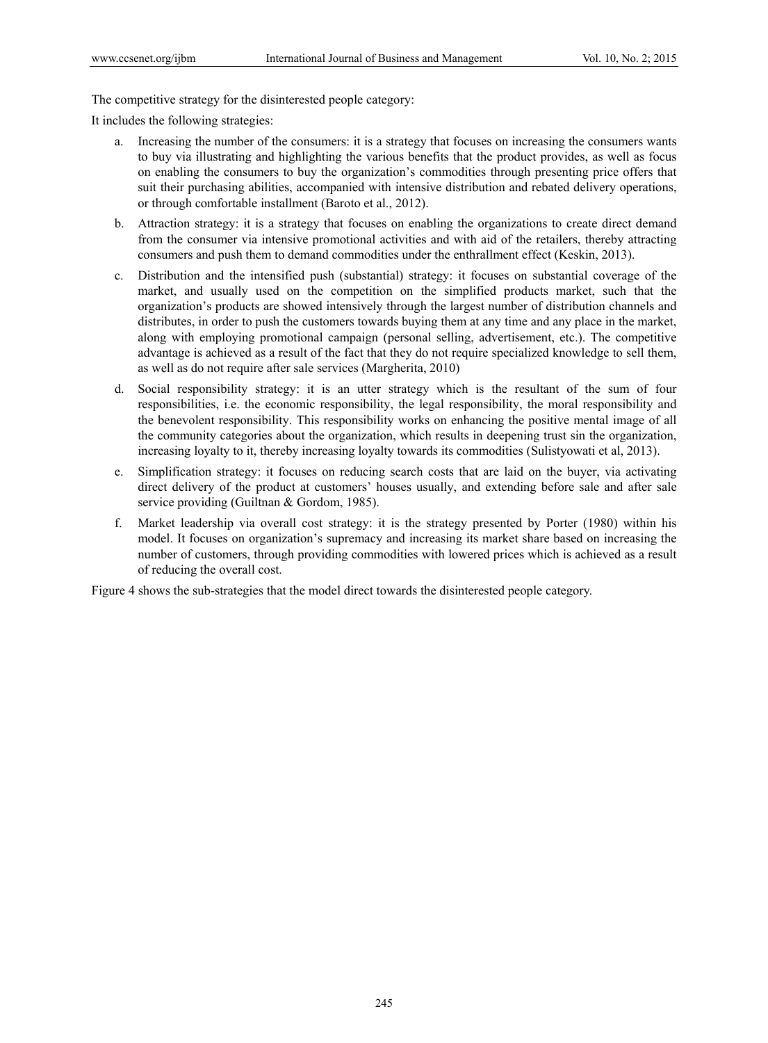The competitive strategy for the disinterested people category:

It includes the following strategies:

a. Increasing the number of the consumers: it is a strategy that focuses on increasing the consumers wants to buy via illustrating and highlighting the various benefits that the product provides, as well as focus on enabling the consumers to buy the organization's commodities through presenting price offers that suit their purchasing abilities, accompanied with intensive distribution and rebated delivery operations, or through comfortable installment (Baroto et al., 2012).

b. Attraction strategy: it is a strategy that focuses on enabling the organizations to create direct demand from the consumer via intensive promotional activities and with aid of the retailers, thereby attracting consumers and push them to demand commodities under the enthrallment effect (Keskin, 2013).

c. Distribution and the intensified push (substantial) strategy: it focuses on substantial coverage of the market, and usually used on the competition on the simplified products market, such that the organization's products are showed intensively through the largest number of distribution channels and distributes, in order to push the customers towards buying them at any time and any place in the market, along with employing promotional campaign (personal selling, advertisement, etc.). The competitive advantage is achieved as a result of the fact that they do not require specialized knowledge to sell them, as well as do not require after sale services (Margherita, 2010)

d. Social responsibility strategy: it is an utter strategy which is the resultant of the sum of four responsibilities, i.e. the economic responsibility, the legal responsibility, the moral responsibility and the benevolent responsibility. This responsibility works on enhancing the positive mental image of all the community categories about the organization, which results in deepening trust sin the organization, increasing loyalty to it, thereby increasing loyalty towards its commodities (Sulistyowati et al, 2013).

e. Simplification strategy: it focuses on reducing search costs that are laid on the buyer, via activating direct delivery of the product at customers' houses usually, and extending before sale and after sale service providing (Guiltnan & Gordom, 1985).

f. Market leadership via overall cost strategy: it is the strategy presented by Porter (1980) within his model. It focuses on organization's supremacy and increasing its market share based on increasing the number of customers, through providing commodities with lowered prices which is achieved as a result of reducing the overall cost.

Figure 4 shows the sub-strategies that the model direct towards the disinterested people category.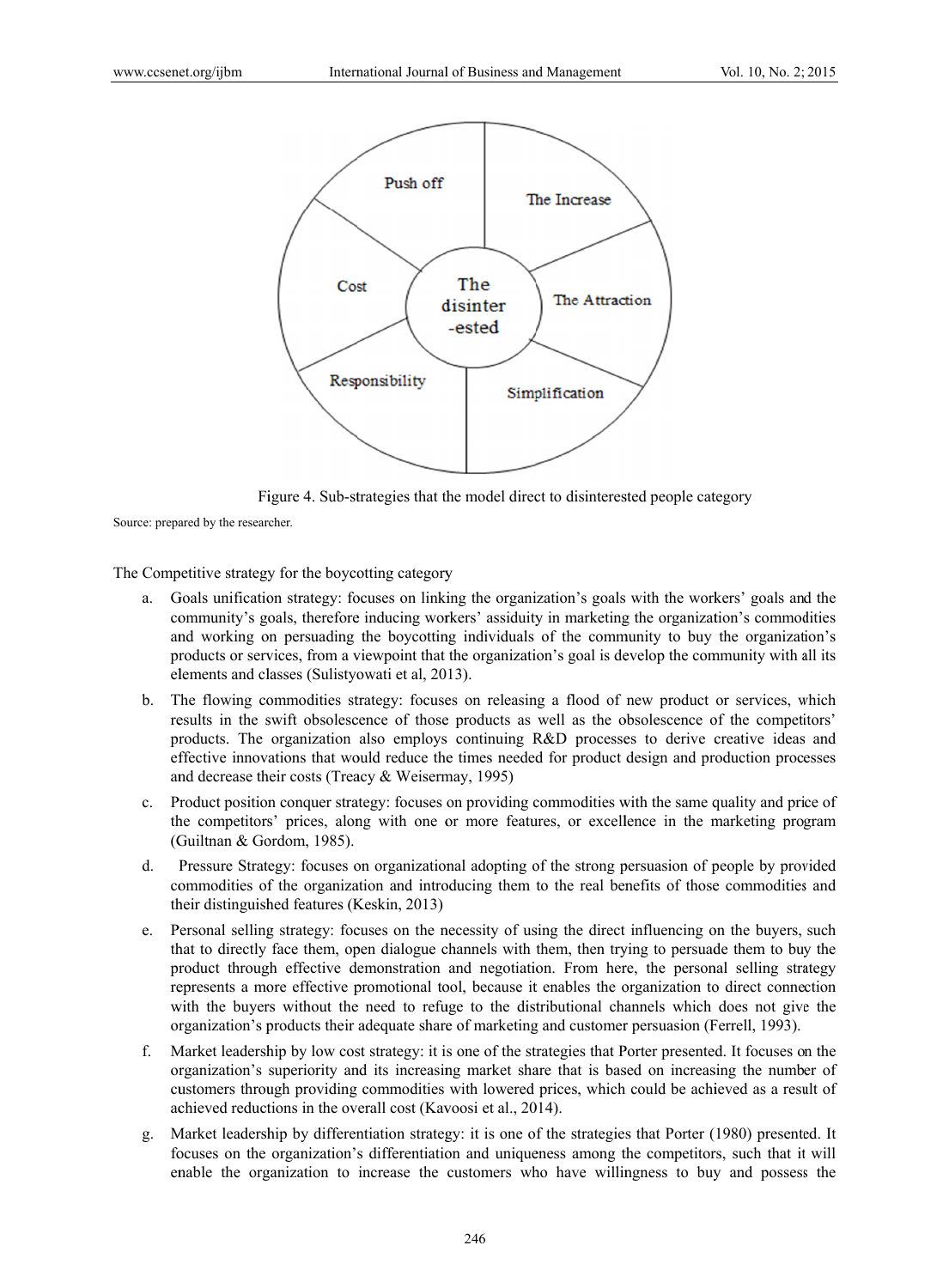Push off | The Increase | The Attraction | Simplification | Responsibility | Cost | The disinterested

Figure 4. Sub-strategies that the model direct to disinterested people category

Source: prepared by the researcher.

The Competitive strategy for the boycotting category

a. Goals unification strategy: focuses on linking the organization's goals with the workers' goals and the community's goals, therefore inducing workers' assiduity in marketing the organization's commodities and working on persuading the boycotting individuals of the community to buy the organization's products or services, from a viewpoint that the organization's goal is develop the community with all its elements and classes (Sulistyowati et al, 2013).

b. The flowing commodities strategy: focuses on releasing a flood of new product or services, which results in the swift obsolescence of those products as well as the obsolescence of the competitors' products. The organization also employs continuing R&D processes to derive creative ideas and effective innovations that would reduce the times needed for product design and production processes and decrease their costs (Treacy & Weisermay, 1995)

c. Product position conquer strategy: focuses on providing commodities with the same quality and price of the competitors' prices, along with one or more features, or excellence in the marketing program (Guiltnan & Gordom, 1985).

d. Pressure Strategy: focuses on organizational adopting of the strong persuasion of people by provided commodities of the organization and introducing them to the real benefits of those commodities and their distinguished features (Keskin, 2013)

e. Personal selling strategy: focuses on the necessity of using the direct influencing on the buyers, such that to directly face them, open dialogue channels with them, then trying to persuade them to buy the product through effective demonstration and negotiation. From here, the personal selling strategy represents a more effective promotional tool, because it enables the organization to direct connection with the buyers without the need to refuge to the distributional channels which does not give the organization's products their adequate share of marketing and customer persuasion (Ferrell, 1993).

f. Market leadership by low cost strategy: it is one of the strategies that Porter presented. It focuses on the organization's superiority and its increasing market share that is based on increasing the number of customers through providing commodities with lowered prices, which could be achieved as a result of achieved reductions in the overall cost (Kavoosi et al., 2014).

g. Market leadership by differentiation strategy: it is one of the strategies that Porter (1980) presented. It focuses on the organization's differentiation and uniqueness among the competitors, such that it will enable the organization to increase the customers who have willingness to buy and possess the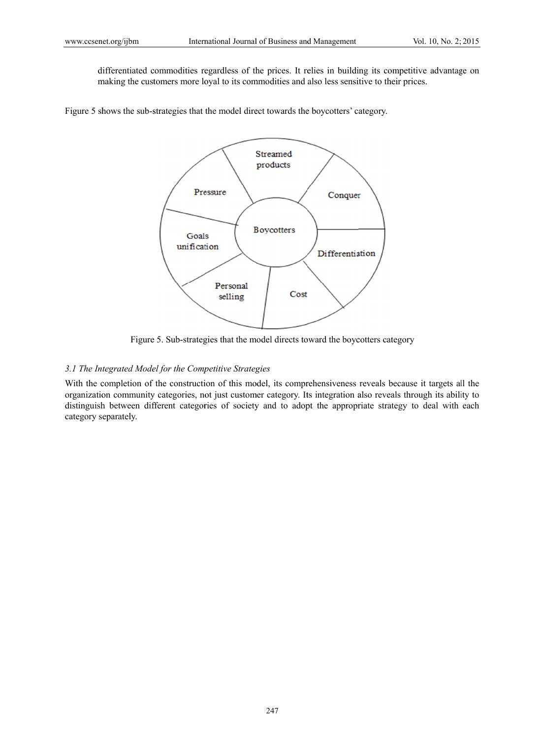differentiated commodities regardless of the prices. It relies in building its competitive advantage on making the customers more loyal to its commodities and also less sensitive to their prices.

Figure 5 shows the sub-strategies that the model direct towards the boycotters' category.

Figure 5. Sub-strategies that the model directs toward the boycotters category

### 3.1 The Integrated Model for the Competitive Strategies

With the completion of the construction of this model, its comprehensiveness reveals because it targets all the organization community categories, not just customer category. Its integration also reveals through its ability to distinguish between different categories of society and to adopt the appropriate strategy to deal with each category separately.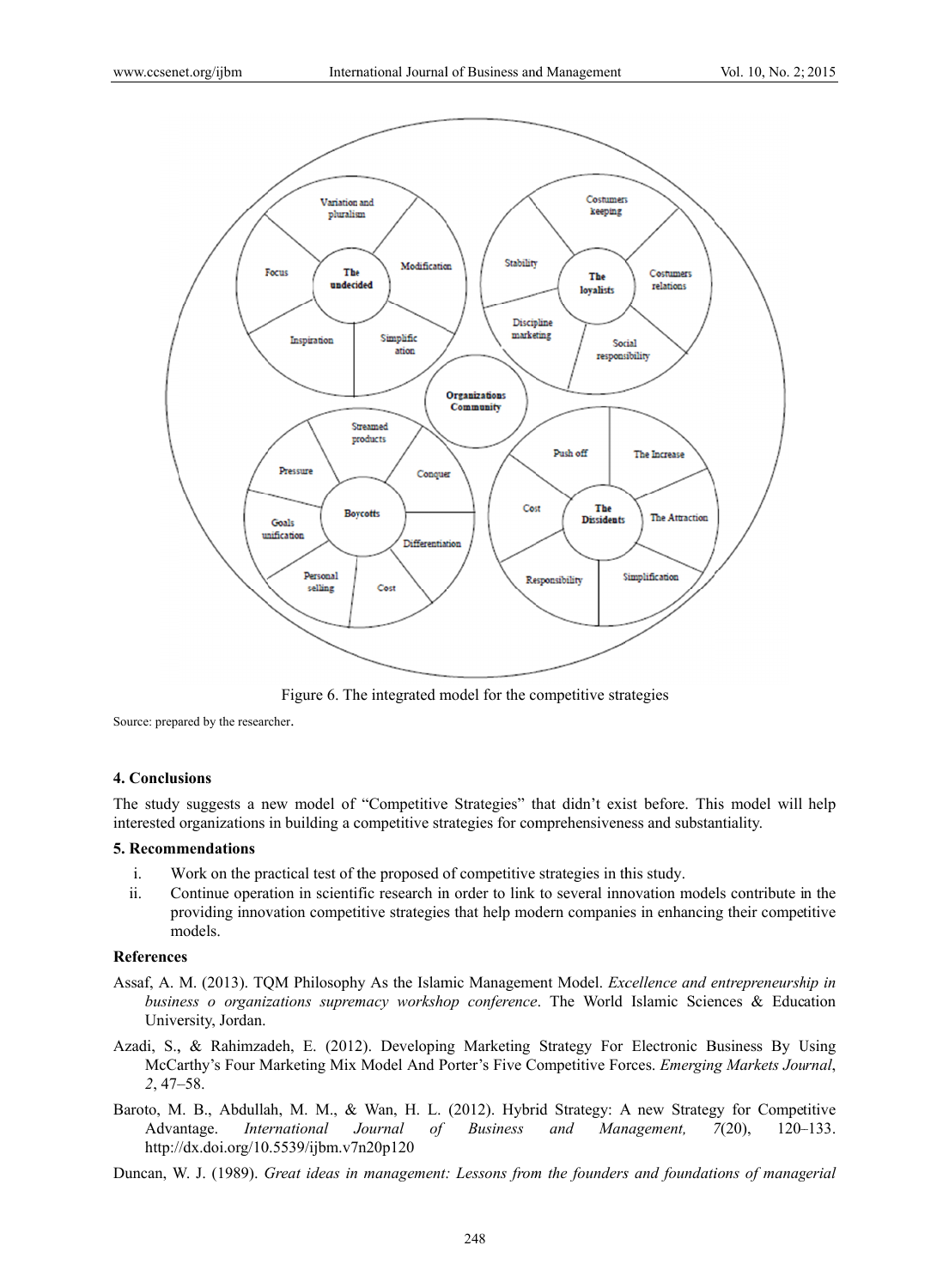Figure 6. The integrated model for the competitive strategies

Source: prepared by the researcher.

## 4. Conclusions

The study suggests a new model of "Competitive Strategies" that didn't exist before. This model will help interested organizations in building a competitive strategies for comprehensiveness and substantiality.

## 5. Recommendations

i. Work on the practical test of the proposed of competitive strategies in this study.

ii. Continue operation in scientific research in order to link to several innovation models contribute in the providing innovation competitive strategies that help modern companies in enhancing their competitive models.

## References

Assaf, A. M. (2013). TQM Philosophy As the Islamic Management Model. *Excellence and entrepreneurship in business o organizations supremacy workshop conference*. The World Islamic Sciences & Education University, Jordan.

Azadi, S., & Rahimzadeh, E. (2012). Developing Marketing Strategy For Electronic Business By Using McCarthy's Four Marketing Mix Model And Porter's Five Competitive Forces. *Emerging Markets Journal*, *2*, 47–58.

Baroto, M. B., Abdullah, M. M., & Wan, H. L. (2012). Hybrid Strategy: A new Strategy for Competitive Advantage. *International Journal of Business and Management, 7*(20), 120–133. http://dx.doi.org/10.5539/ijbm.v7n20p120

Duncan, W. J. (1989). *Great ideas in management: Lessons from the founders and foundations of managerial*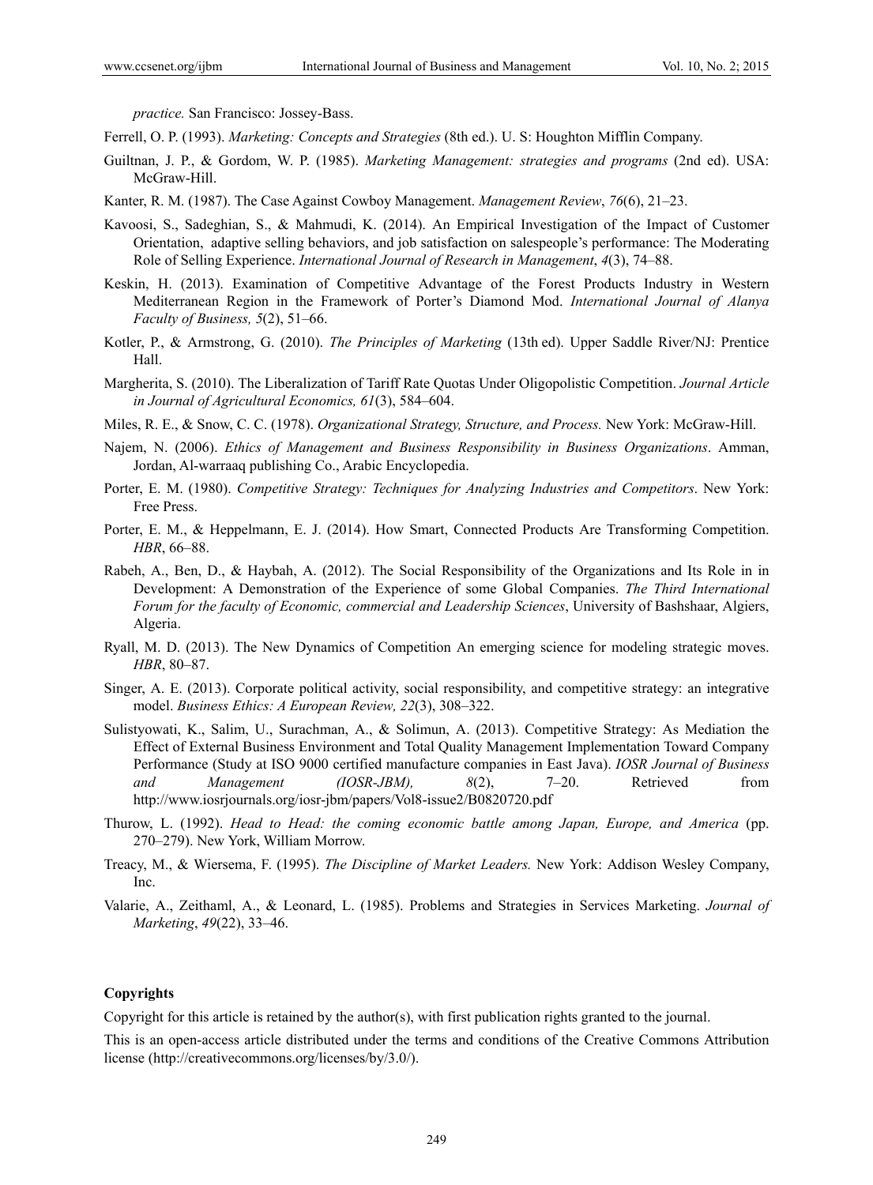*practice.* San Francisco: Jossey-Bass.

Ferrell, O. P. (1993). *Marketing: Concepts and Strategies* (8th ed.). U. S: Houghton Mifflin Company.

Guiltnan, J. P., & Gordom, W. P. (1985). *Marketing Management: strategies and programs* (2nd ed). USA: McGraw-Hill.

Kanter, R. M. (1987). The Case Against Cowboy Management. *Management Review*, *76*(6), 21–23.

Kavoosi, S., Sadeghian, S., & Mahmudi, K. (2014). An Empirical Investigation of the Impact of Customer Orientation, adaptive selling behaviors, and job satisfaction on salespeople's performance: The Moderating Role of Selling Experience. *International Journal of Research in Management*, *4*(3), 74–88.

Keskin, H. (2013). Examination of Competitive Advantage of the Forest Products Industry in Western Mediterranean Region in the Framework of Porter's Diamond Mod. *International Journal of Alanya Faculty of Business, 5*(2), 51–66.

Kotler, P., & Armstrong, G. (2010). *The Principles of Marketing* (13th ed). Upper Saddle River/NJ: Prentice Hall.

Margherita, S. (2010). The Liberalization of Tariff Rate Quotas Under Oligopolistic Competition. *Journal Article in Journal of Agricultural Economics, 61*(3), 584–604.

Miles, R. E., & Snow, C. C. (1978). *Organizational Strategy, Structure, and Process.* New York: McGraw-Hill.

Najem, N. (2006). *Ethics of Management and Business Responsibility in Business Organizations*. Amman, Jordan, Al-warraaq publishing Co., Arabic Encyclopedia.

Porter, E. M. (1980). *Competitive Strategy: Techniques for Analyzing Industries and Competitors*. New York: Free Press.

Porter, E. M., & Heppelmann, E. J. (2014). How Smart, Connected Products Are Transforming Competition. *HBR*, 66–88.

Rabeh, A., Ben, D., & Haybah, A. (2012). The Social Responsibility of the Organizations and Its Role in in Development: A Demonstration of the Experience of some Global Companies. *The Third International Forum for the faculty of Economic, commercial and Leadership Sciences*, University of Bashshaar, Algiers, Algeria.

Ryall, M. D. (2013). The New Dynamics of Competition An emerging science for modeling strategic moves. *HBR*, 80–87.

Singer, A. E. (2013). Corporate political activity, social responsibility, and competitive strategy: an integrative model. *Business Ethics: A European Review, 22*(3), 308–322.

Sulistyowati, K., Salim, U., Surachman, A., & Solimun, A. (2013). Competitive Strategy: As Mediation the Effect of External Business Environment and Total Quality Management Implementation Toward Company Performance (Study at ISO 9000 certified manufacture companies in East Java). *IOSR Journal of Business and Management (IOSR-JBM), 8*(2), 7–20. Retrieved from http://www.iosrjournals.org/iosr-jbm/papers/Vol8-issue2/B0820720.pdf

Thurow, L. (1992). *Head to Head: the coming economic battle among Japan, Europe, and America* (pp. 270–279). New York, William Morrow.

Treacy, M., & Wiersema, F. (1995). *The Discipline of Market Leaders.* New York: Addison Wesley Company, Inc.

Valarie, A., Zeithaml, A., & Leonard, L. (1985). Problems and Strategies in Services Marketing. *Journal of Marketing*, *49*(22), 33–46.

**Copyrights**

Copyright for this article is retained by the author(s), with first publication rights granted to the journal.

This is an open-access article distributed under the terms and conditions of the Creative Commons Attribution license (http://creativecommons.org/licenses/by/3.0/).